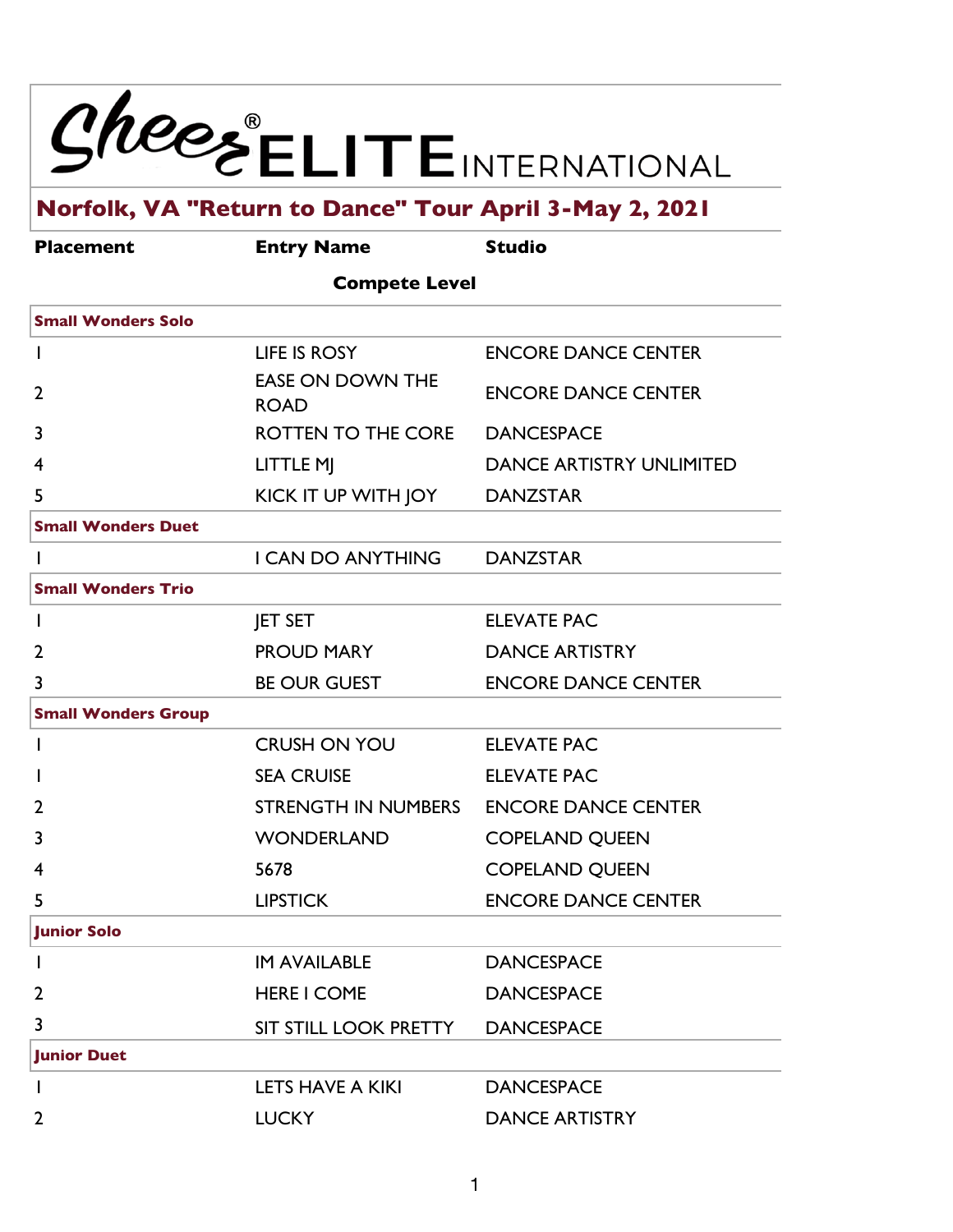# Cheer ELITE® INTERNATIONAL

## Norfolk, VA "Return to Dance" Tour April 3-May 2, 2021

| Placement | Entry Name | Studio |
|---|---|---|
| | **Compete Level** | |
| **Small Wonders Solo** | | |
| 1 | LIFE IS ROSY | ENCORE DANCE CENTER |
| 2 | EASE ON DOWN THE ROAD | ENCORE DANCE CENTER |
| 3 | ROTTEN TO THE CORE | DANCESPACE |
| 4 | LITTLE MJ | DANCE ARTISTRY UNLIMITED |
| 5 | KICK IT UP WITH JOY | DANZSTAR |
| **Small Wonders Duet** | | |
| 1 | I CAN DO ANYTHING | DANZSTAR |
| **Small Wonders Trio** | | |
| 1 | JET SET | ELEVATE PAC |
| 2 | PROUD MARY | DANCE ARTISTRY |
| 3 | BE OUR GUEST | ENCORE DANCE CENTER |
| **Small Wonders Group** | | |
| 1 | CRUSH ON YOU | ELEVATE PAC |
| 1 | SEA CRUISE | ELEVATE PAC |
| 2 | STRENGTH IN NUMBERS | ENCORE DANCE CENTER |
| 3 | WONDERLAND | COPELAND QUEEN |
| 4 | 5678 | COPELAND QUEEN |
| 5 | LIPSTICK | ENCORE DANCE CENTER |
| **Junior Solo** | | |
| 1 | IM AVAILABLE | DANCESPACE |
| 2 | HERE I COME | DANCESPACE |
| 3 | SIT STILL LOOK PRETTY | DANCESPACE |
| **Junior Duet** | | |
| 1 | LETS HAVE A KIKI | DANCESPACE |
| 2 | LUCKY | DANCE ARTISTRY |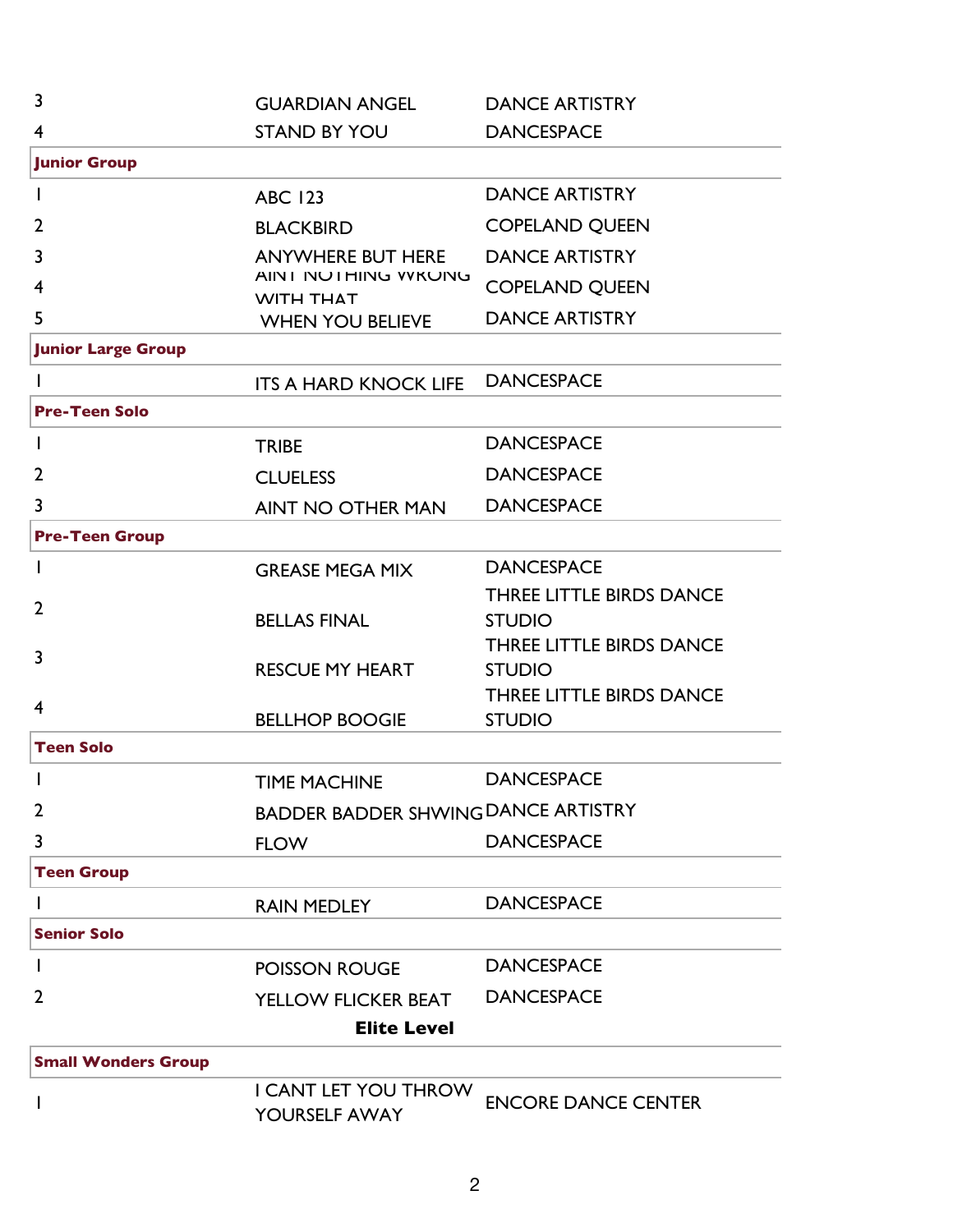| | | |
|---|---|---|
| 3 | GUARDIAN ANGEL | DANCE ARTISTRY |
| 4 | STAND BY YOU | DANCESPACE |
| **Junior Group** | | |
| 1 | ABC 123 | DANCE ARTISTRY |
| 2 | BLACKBIRD | COPELAND QUEEN |
| 3 | ANYWHERE BUT HERE | DANCE ARTISTRY |
| 4 | AINT NOTHING WRONG WITH THAT | COPELAND QUEEN |
| 5 | WHEN YOU BELIEVE | DANCE ARTISTRY |
| **Junior Large Group** | | |
| 1 | ITS A HARD KNOCK LIFE | DANCESPACE |
| **Pre-Teen Solo** | | |
| 1 | TRIBE | DANCESPACE |
| 2 | CLUELESS | DANCESPACE |
| 3 | AINT NO OTHER MAN | DANCESPACE |
| **Pre-Teen Group** | | |
| 1 | GREASE MEGA MIX | DANCESPACE |
| 2 | BELLAS FINAL | THREE LITTLE BIRDS DANCE STUDIO |
| 3 | RESCUE MY HEART | THREE LITTLE BIRDS DANCE STUDIO |
| 4 | BELLHOP BOOGIE | THREE LITTLE BIRDS DANCE STUDIO |
| **Teen Solo** | | |
| 1 | TIME MACHINE | DANCESPACE |
| 2 | BADDER BADDER SHWING | DANCE ARTISTRY |
| 3 | FLOW | DANCESPACE |
| **Teen Group** | | |
| 1 | RAIN MEDLEY | DANCESPACE |
| **Senior Solo** | | |
| 1 | POISSON ROUGE | DANCESPACE |
| 2 | YELLOW FLICKER BEAT | DANCESPACE |

**Elite Level**

| | | |
|---|---|---|
| **Small Wonders Group** | | |
| 1 | I CANT LET YOU THROW YOURSELF AWAY | ENCORE DANCE CENTER |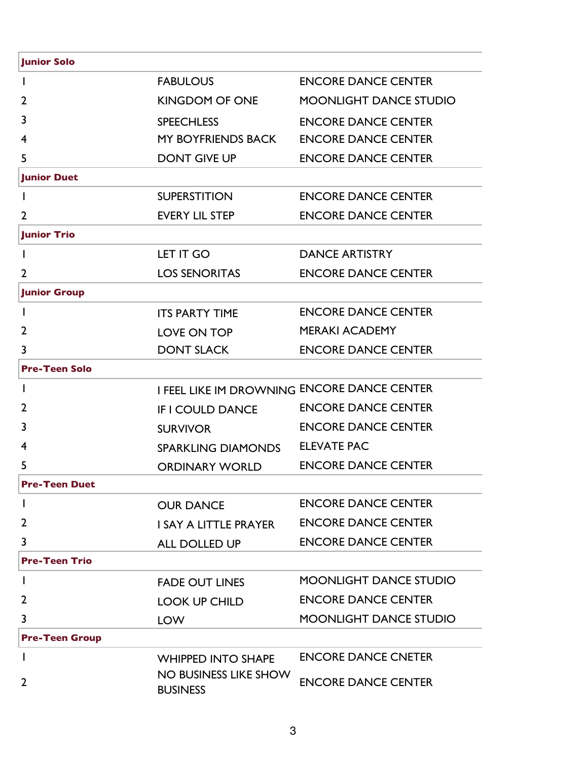| Junior Solo | | |
|---|---|---|
| 1 | FABULOUS | ENCORE DANCE CENTER |
| 2 | KINGDOM OF ONE | MOONLIGHT DANCE STUDIO |
| 3 | SPEECHLESS | ENCORE DANCE CENTER |
| 4 | MY BOYFRIENDS BACK | ENCORE DANCE CENTER |
| 5 | DONT GIVE UP | ENCORE DANCE CENTER |
| **Junior Duet** | | |
| 1 | SUPERSTITION | ENCORE DANCE CENTER |
| 2 | EVERY LIL STEP | ENCORE DANCE CENTER |
| **Junior Trio** | | |
| 1 | LET IT GO | DANCE ARTISTRY |
| 2 | LOS SENORITAS | ENCORE DANCE CENTER |
| **Junior Group** | | |
| 1 | ITS PARTY TIME | ENCORE DANCE CENTER |
| 2 | LOVE ON TOP | MERAKI ACADEMY |
| 3 | DONT SLACK | ENCORE DANCE CENTER |
| **Pre-Teen Solo** | | |
| 1 | I FEEL LIKE IM DROWNING | ENCORE DANCE CENTER |
| 2 | IF I COULD DANCE | ENCORE DANCE CENTER |
| 3 | SURVIVOR | ENCORE DANCE CENTER |
| 4 | SPARKLING DIAMONDS | ELEVATE PAC |
| 5 | ORDINARY WORLD | ENCORE DANCE CENTER |
| **Pre-Teen Duet** | | |
| 1 | OUR DANCE | ENCORE DANCE CENTER |
| 2 | I SAY A LITTLE PRAYER | ENCORE DANCE CENTER |
| 3 | ALL DOLLED UP | ENCORE DANCE CENTER |
| **Pre-Teen Trio** | | |
| 1 | FADE OUT LINES | MOONLIGHT DANCE STUDIO |
| 2 | LOOK UP CHILD | ENCORE DANCE CENTER |
| 3 | LOW | MOONLIGHT DANCE STUDIO |
| **Pre-Teen Group** | | |
| 1 | WHIPPED INTO SHAPE | ENCORE DANCE CNETER |
| 2 | NO BUSINESS LIKE SHOW BUSINESS | ENCORE DANCE CENTER |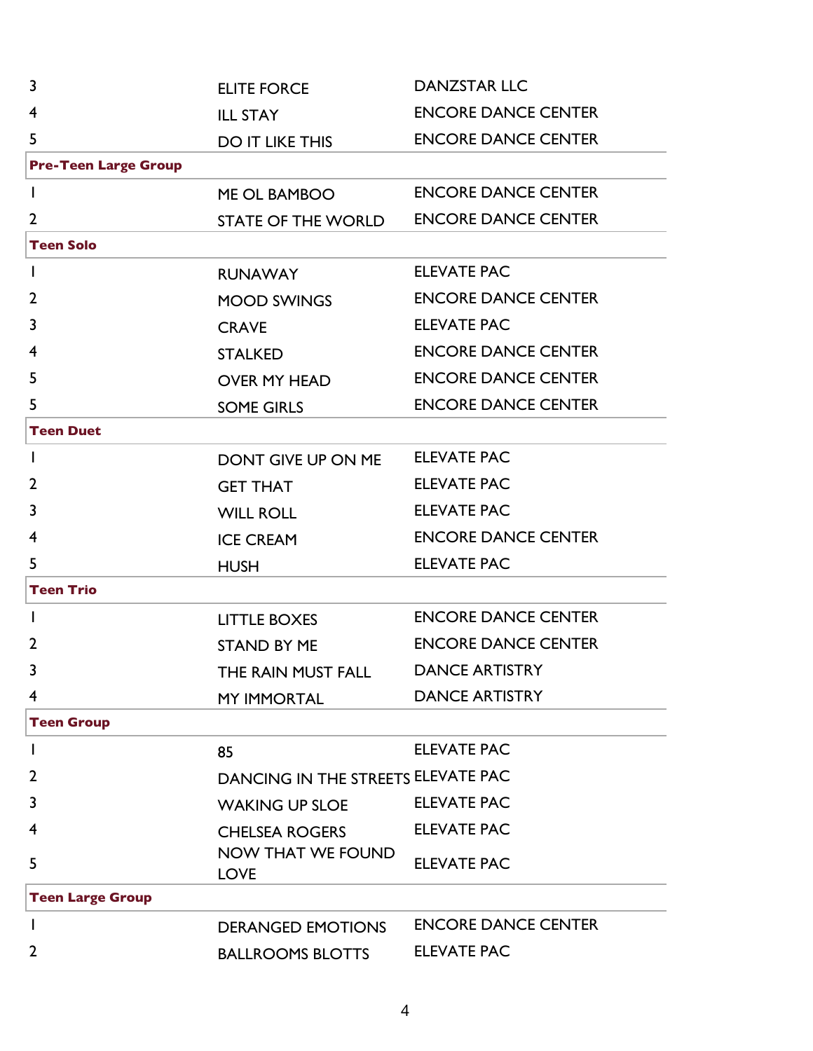| | | |
|---|---|---|
| 3 | ELITE FORCE | DANZSTAR LLC |
| 4 | ILL STAY | ENCORE DANCE CENTER |
| 5 | DO IT LIKE THIS | ENCORE DANCE CENTER |

**Pre-Teen Large Group**

| | | |
|---|---|---|
| 1 | ME OL BAMBOO | ENCORE DANCE CENTER |
| 2 | STATE OF THE WORLD | ENCORE DANCE CENTER |

**Teen Solo**

| | | |
|---|---|---|
| 1 | RUNAWAY | ELEVATE PAC |
| 2 | MOOD SWINGS | ENCORE DANCE CENTER |
| 3 | CRAVE | ELEVATE PAC |
| 4 | STALKED | ENCORE DANCE CENTER |
| 5 | OVER MY HEAD | ENCORE DANCE CENTER |
| 5 | SOME GIRLS | ENCORE DANCE CENTER |

**Teen Duet**

| | | |
|---|---|---|
| 1 | DONT GIVE UP ON ME | ELEVATE PAC |
| 2 | GET THAT | ELEVATE PAC |
| 3 | WILL ROLL | ELEVATE PAC |
| 4 | ICE CREAM | ENCORE DANCE CENTER |
| 5 | HUSH | ELEVATE PAC |

**Teen Trio**

| | | |
|---|---|---|
| 1 | LITTLE BOXES | ENCORE DANCE CENTER |
| 2 | STAND BY ME | ENCORE DANCE CENTER |
| 3 | THE RAIN MUST FALL | DANCE ARTISTRY |
| 4 | MY IMMORTAL | DANCE ARTISTRY |

**Teen Group**

| | | |
|---|---|---|
| 1 | 85 | ELEVATE PAC |
| 2 | DANCING IN THE STREETS | ELEVATE PAC |
| 3 | WAKING UP SLOE | ELEVATE PAC |
| 4 | CHELSEA ROGERS | ELEVATE PAC |
| 5 | NOW THAT WE FOUND LOVE | ELEVATE PAC |

**Teen Large Group**

| | | |
|---|---|---|
| 1 | DERANGED EMOTIONS | ENCORE DANCE CENTER |
| 2 | BALLROOMS BLOTTS | ELEVATE PAC |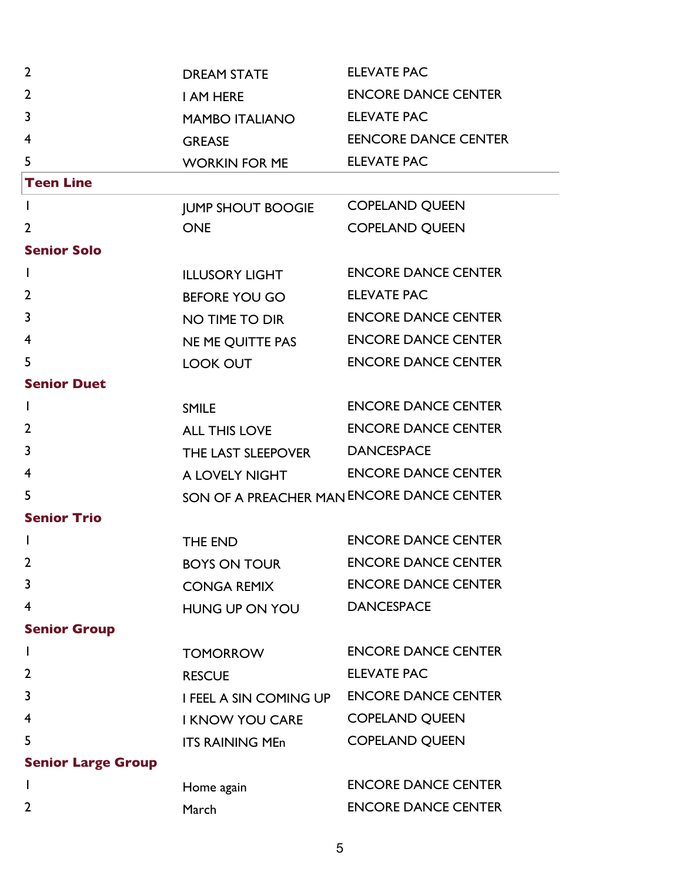| | | |
|---|---|---|
| 2 | DREAM STATE | ELEVATE PAC |
| 2 | I AM HERE | ENCORE DANCE CENTER |
| 3 | MAMBO ITALIANO | ELEVATE PAC |
| 4 | GREASE | EENCORE DANCE CENTER |
| 5 | WORKIN FOR ME | ELEVATE PAC |

**Teen Line**

| | | |
|---|---|---|
| 1 | JUMP SHOUT BOOGIE | COPELAND QUEEN |
| 2 | ONE | COPELAND QUEEN |

**Senior Solo**

| | | |
|---|---|---|
| 1 | ILLUSORY LIGHT | ENCORE DANCE CENTER |
| 2 | BEFORE YOU GO | ELEVATE PAC |
| 3 | NO TIME TO DIR | ENCORE DANCE CENTER |
| 4 | NE ME QUITTE PAS | ENCORE DANCE CENTER |
| 5 | LOOK OUT | ENCORE DANCE CENTER |

**Senior Duet**

| | | |
|---|---|---|
| 1 | SMILE | ENCORE DANCE CENTER |
| 2 | ALL THIS LOVE | ENCORE DANCE CENTER |
| 3 | THE LAST SLEEPOVER | DANCESPACE |
| 4 | A LOVELY NIGHT | ENCORE DANCE CENTER |
| 5 | SON OF A PREACHER MAN | ENCORE DANCE CENTER |

**Senior Trio**

| | | |
|---|---|---|
| 1 | THE END | ENCORE DANCE CENTER |
| 2 | BOYS ON TOUR | ENCORE DANCE CENTER |
| 3 | CONGA REMIX | ENCORE DANCE CENTER |
| 4 | HUNG UP ON YOU | DANCESPACE |

**Senior Group**

| | | |
|---|---|---|
| 1 | TOMORROW | ENCORE DANCE CENTER |
| 2 | RESCUE | ELEVATE PAC |
| 3 | I FEEL A SIN COMING UP | ENCORE DANCE CENTER |
| 4 | I KNOW YOU CARE | COPELAND QUEEN |
| 5 | ITS RAINING MEn | COPELAND QUEEN |

**Senior Large Group**

| | | |
|---|---|---|
| 1 | Home again | ENCORE DANCE CENTER |
| 2 | March | ENCORE DANCE CENTER |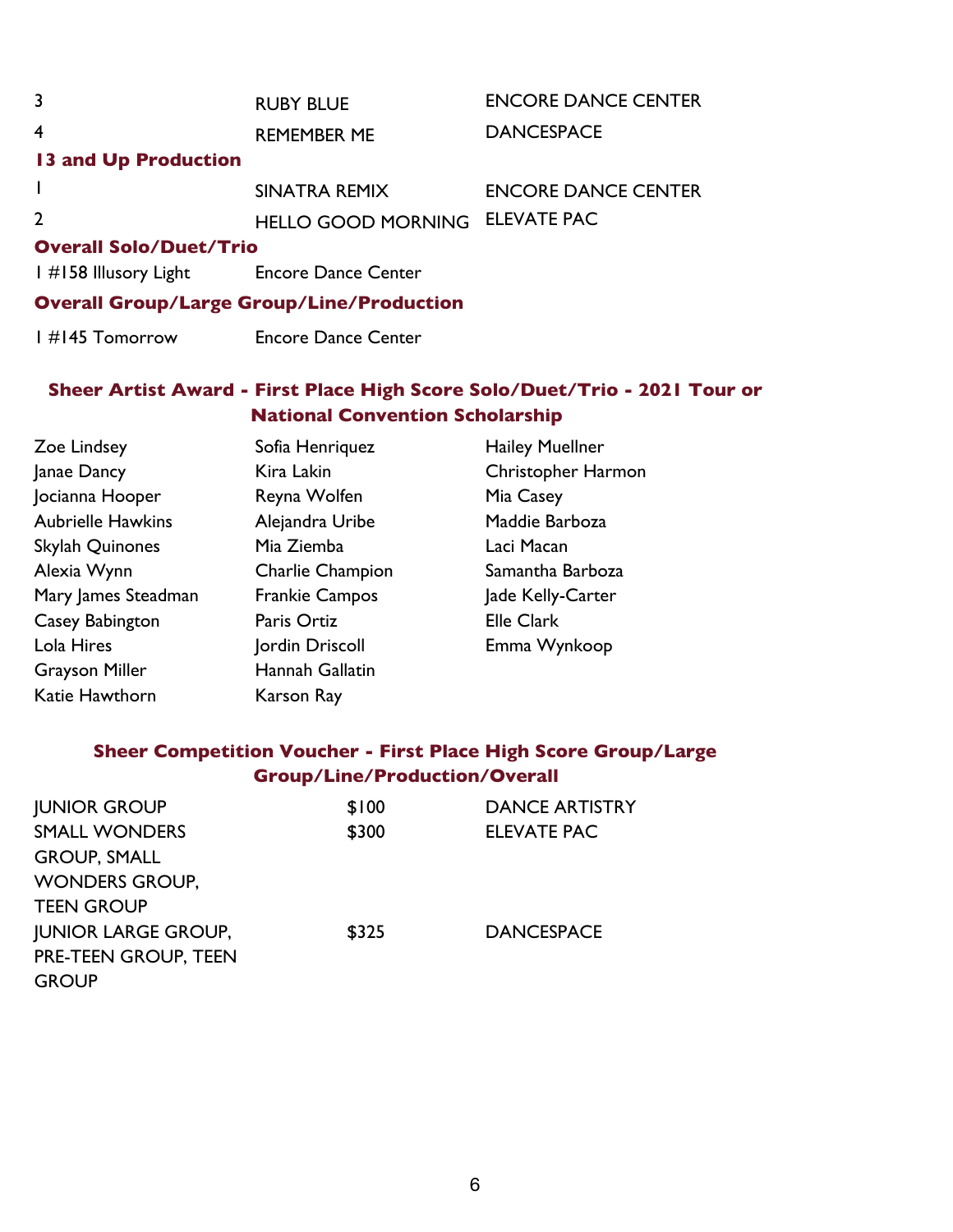| | | |
|---|---|---|
| 3 | RUBY BLUE | ENCORE DANCE CENTER |
| 4 | REMEMBER ME | DANCESPACE |

### 13 and Up Production

| | | |
|---|---|---|
| 1 | SINATRA REMIX | ENCORE DANCE CENTER |
| 2 | HELLO GOOD MORNING | ELEVATE PAC |

### Overall Solo/Duet/Trio

| | |
|---|---|
| 1 #158 Illusory Light | Encore Dance Center |

### Overall Group/Large Group/Line/Production

| | |
|---|---|
| 1 #145 Tomorrow | Encore Dance Center |

## Sheer Artist Award - First Place High Score Solo/Duet/Trio - 2021 Tour or National Convention Scholarship

Zoe Lindsey
Janae Dancy
Jocianna Hooper
Aubrielle Hawkins
Skylah Quinones
Alexia Wynn
Mary James Steadman
Casey Babington
Lola Hires
Grayson Miller
Katie Hawthorn
Sofia Henriquez
Kira Lakin
Reyna Wolfen
Alejandra Uribe
Mia Ziemba
Charlie Champion
Frankie Campos
Paris Ortiz
Jordin Driscoll
Hannah Gallatin
Karson Ray
Hailey Muellner
Christopher Harmon
Mia Casey
Maddie Barboza
Laci Macan
Samantha Barboza
Jade Kelly-Carter
Elle Clark
Emma Wynkoop

## Sheer Competition Voucher - First Place High Score Group/Large Group/Line/Production/Overall

| | | |
|---|---|---|
| JUNIOR GROUP | $100 | DANCE ARTISTRY |
| SMALL WONDERS GROUP, SMALL WONDERS GROUP, TEEN GROUP | $300 | ELEVATE PAC |
| JUNIOR LARGE GROUP, PRE-TEEN GROUP, TEEN GROUP | $325 | DANCESPACE |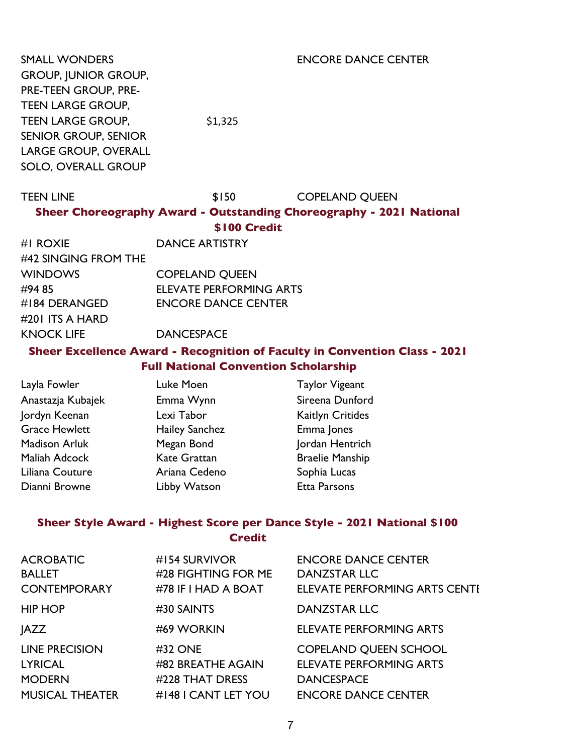| | | |
|---|---|---|
| SMALL WONDERS GROUP, JUNIOR GROUP, PRE-TEEN GROUP, PRE-TEEN LARGE GROUP, TEEN LARGE GROUP, SENIOR GROUP, SENIOR LARGE GROUP, OVERALL SOLO, OVERALL GROUP | $1,325 | ENCORE DANCE CENTER |
| TEEN LINE | $150 | COPELAND QUEEN |

### Sheer Choreography Award - Outstanding Choreography - 2021 National $100 Credit

| | |
|---|---|
| #1 ROXIE | DANCE ARTISTRY |
| #42 SINGING FROM THE WINDOWS | COPELAND QUEEN |
| #94 85 | ELEVATE PERFORMING ARTS |
| #184 DERANGED | ENCORE DANCE CENTER |
| #201 ITS A HARD KNOCK LIFE | DANCESPACE |

### Sheer Excellence Award - Recognition of Faculty in Convention Class - 2021 Full National Convention Scholarship

| | | |
|---|---|---|
| Layla Fowler | Luke Moen | Taylor Vigeant |
| Anastazja Kubajek | Emma Wynn | Sireena Dunford |
| Jordyn Keenan | Lexi Tabor | Kaitlyn Critides |
| Grace Hewlett | Hailey Sanchez | Emma Jones |
| Madison Arluk | Megan Bond | Jordan Hentrich |
| Maliah Adcock | Kate Grattan | Braelie Manship |
| Liliana Couture | Ariana Cedeno | Sophia Lucas |
| Dianni Browne | Libby Watson | Etta Parsons |

### Sheer Style Award - Highest Score per Dance Style - 2021 National $100 Credit

| | | |
|---|---|---|
| ACROBATIC | #154 SURVIVOR | ENCORE DANCE CENTER |
| BALLET | #28 FIGHTING FOR ME | DANZSTAR LLC |
| CONTEMPORARY | #78 IF I HAD A BOAT | ELEVATE PERFORMING ARTS CENTI |
| HIP HOP | #30 SAINTS | DANZSTAR LLC |
| JAZZ | #69 WORKIN | ELEVATE PERFORMING ARTS |
| LINE PRECISION | #32 ONE | COPELAND QUEEN SCHOOL |
| LYRICAL | #82 BREATHE AGAIN | ELEVATE PERFORMING ARTS |
| MODERN | #228 THAT DRESS | DANCESPACE |
| MUSICAL THEATER | #148 I CANT LET YOU | ENCORE DANCE CENTER |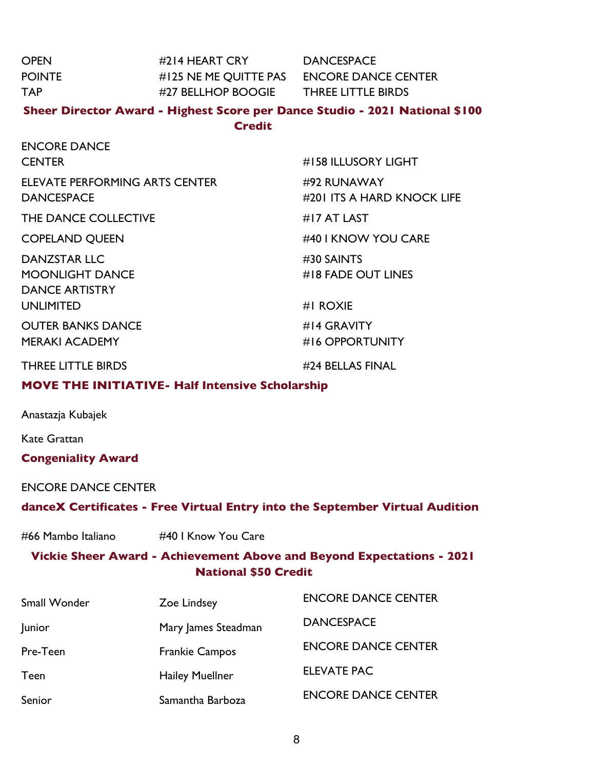| | | |
|---|---|---|
| OPEN | #214 HEART CRY | DANCESPACE |
| POINTE | #125 NE ME QUITTE PAS | ENCORE DANCE CENTER |
| TAP | #27 BELLHOP BOOGIE | THREE LITTLE BIRDS |

## Sheer Director Award - Highest Score per Dance Studio - 2021 National $100 Credit

| | |
|---|---|
| ENCORE DANCE CENTER | #158 ILLUSORY LIGHT |
| ELEVATE PERFORMING ARTS CENTER | #92 RUNAWAY |
| DANCESPACE | #201 ITS A HARD KNOCK LIFE |
| THE DANCE COLLECTIVE | #17 AT LAST |
| COPELAND QUEEN | #40 I KNOW YOU CARE |
| DANZSTAR LLC | #30 SAINTS |
| MOONLIGHT DANCE | #18 FADE OUT LINES |
| DANCE ARTISTRY UNLIMITED | #1 ROXIE |
| OUTER BANKS DANCE | #14 GRAVITY |
| MERAKI ACADEMY | #16 OPPORTUNITY |
| THREE LITTLE BIRDS | #24 BELLAS FINAL |

## MOVE THE INITIATIVE- Half Intensive Scholarship

Anastazja Kubajek

Kate Grattan

## Congeniality Award

ENCORE DANCE CENTER

## danceX Certificates - Free Virtual Entry into the September Virtual Audition

#66 Mambo Italiano　　#40 I Know You Care

## Vickie Sheer Award - Achievement Above and Beyond Expectations - 2021 National $50 Credit

| | | |
|---|---|---|
| Small Wonder | Zoe Lindsey | ENCORE DANCE CENTER |
| Junior | Mary James Steadman | DANCESPACE |
| Pre-Teen | Frankie Campos | ENCORE DANCE CENTER |
| Teen | Hailey Muellner | ELEVATE PAC |
| Senior | Samantha Barboza | ENCORE DANCE CENTER |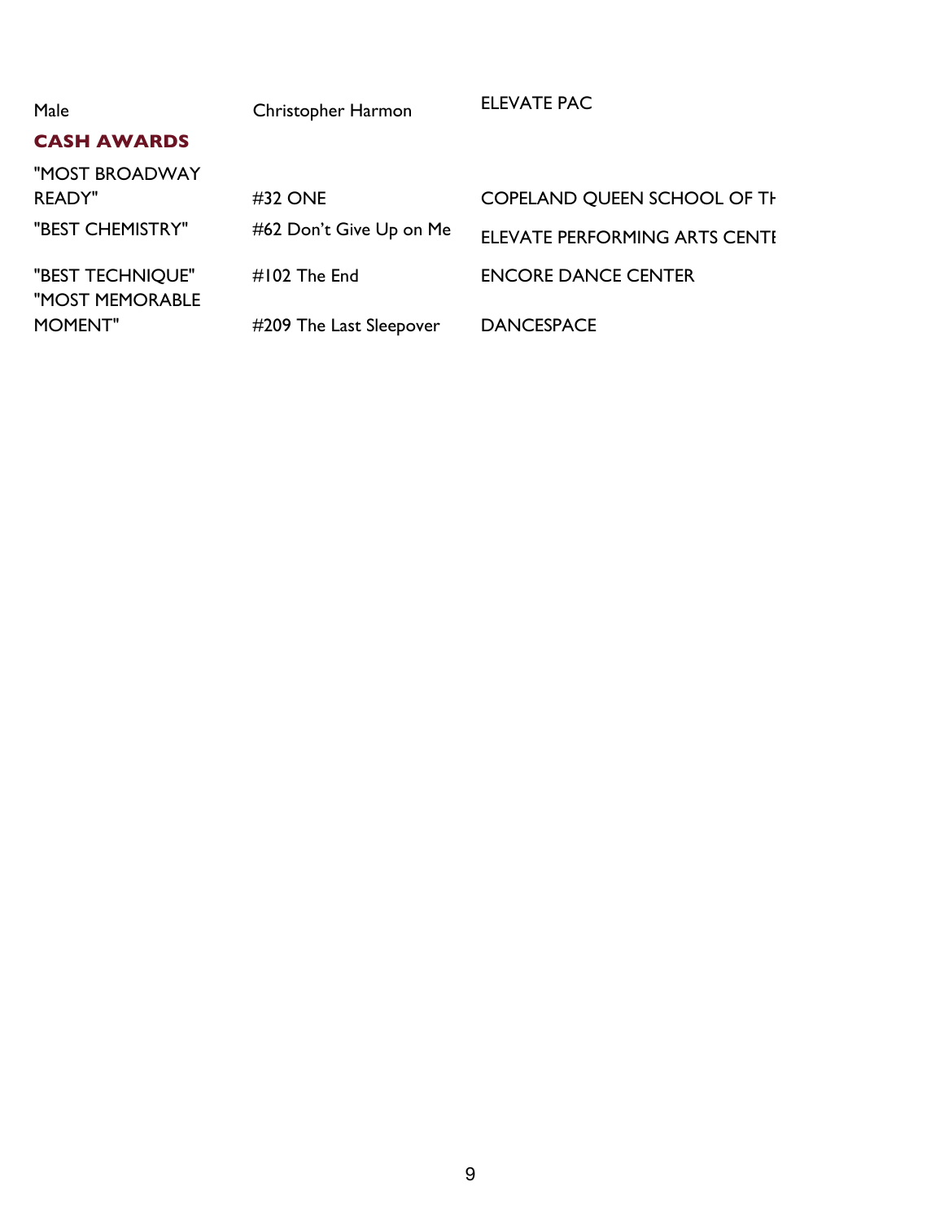| | | |
|---|---|---|
| Male | Christopher Harmon | ELEVATE PAC |

## CASH AWARDS

| | | |
|---|---|---|
| "MOST BROADWAY READY" | #32 ONE | COPELAND QUEEN SCHOOL OF TH |
| "BEST CHEMISTRY" | #62 Don't Give Up on Me | ELEVATE PERFORMING ARTS CENTI |
| "BEST TECHNIQUE" | #102 The End | ENCORE DANCE CENTER |
| "MOST MEMORABLE MOMENT" | #209 The Last Sleepover | DANCESPACE |